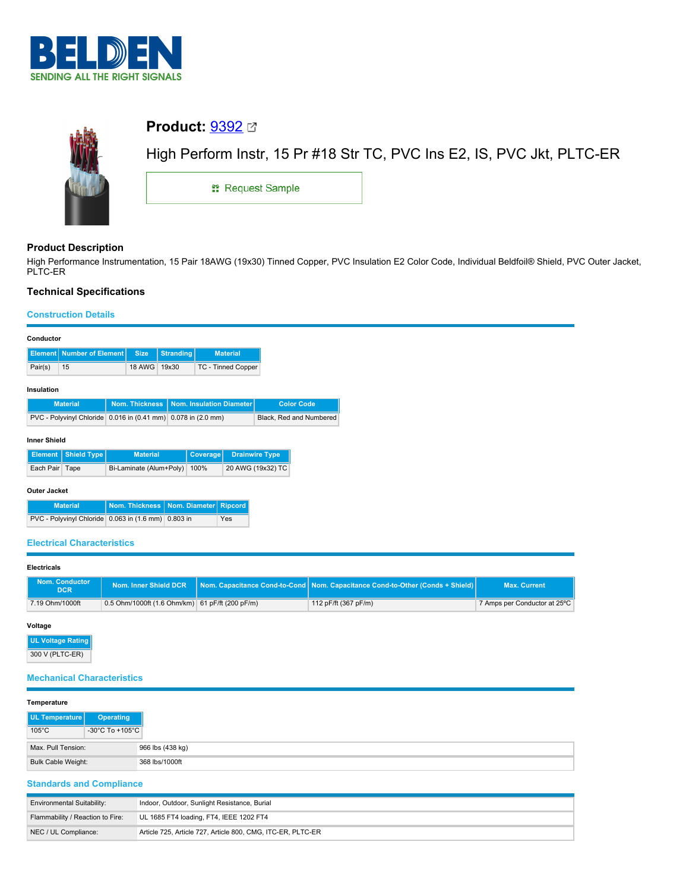BELDEN

SENDING ALL THE RIGHT SIGNALS

# Product: 9392

High Perform Instr, 15 Pr #18 Str TC, PVC Ins E2, IS, PVC Jkt, PLTC-ER

Request Sample

## Product Description

High Performance Instrumentation, 15 Pair 18AWG (19x30) Tinned Copper, PVC Insulation E2 Color Code, Individual Beldfoil® Shield, PVC Outer Jacket, PLTC-ER

## Technical Specifications

### Construction Details

**Conductor**

| Element | Number of Element | Size | Stranding | Material |
| --- | --- | --- | --- | --- |
| Pair(s) | 15 | 18 AWG | 19x30 | TC - Tinned Copper |

**Insulation**

| Material | Nom. Thickness | Nom. Insulation Diameter | Color Code |
| --- | --- | --- | --- |
| PVC - Polyvinyl Chloride | 0.016 in (0.41 mm) | 0.078 in (2.0 mm) | Black, Red and Numbered |

**Inner Shield**

| Element | Shield Type | Material | Coverage | Drainwire Type |
| --- | --- | --- | --- | --- |
| Each Pair | Tape | Bi-Laminate (Alum+Poly) | 100% | 20 AWG (19x32) TC |

**Outer Jacket**

| Material | Nom. Thickness | Nom. Diameter | Ripcord |
| --- | --- | --- | --- |
| PVC - Polyvinyl Chloride | 0.063 in (1.6 mm) | 0.803 in | Yes |

### Electrical Characteristics

**Electricals**

| Nom. Conductor DCR | Nom. Inner Shield DCR | Nom. Capacitance Cond-to-Cond | Nom. Capacitance Cond-to-Other (Conds + Shield) | Max. Current |
| --- | --- | --- | --- | --- |
| 7.19 Ohm/1000ft | 0.5 Ohm/1000ft (1.6 Ohm/km) | 61 pF/ft (200 pF/m) | 112 pF/ft (367 pF/m) | 7 Amps per Conductor at 25°C |

**Voltage**

| UL Voltage Rating |
| --- |
| 300 V (PLTC-ER) |

### Mechanical Characteristics

**Temperature**

| UL Temperature | Operating |
| --- | --- |
| 105°C | -30°C To +105°C |

| | |
| --- | --- |
| Max. Pull Tension: | 966 lbs (438 kg) |
| Bulk Cable Weight: | 368 lbs/1000ft |

### Standards and Compliance

| | |
| --- | --- |
| Environmental Suitability: | Indoor, Outdoor, Sunlight Resistance, Burial |
| Flammability / Reaction to Fire: | UL 1685 FT4 loading, FT4, IEEE 1202 FT4 |
| NEC / UL Compliance: | Article 725, Article 727, Article 800, CMG, ITC-ER, PLTC-ER |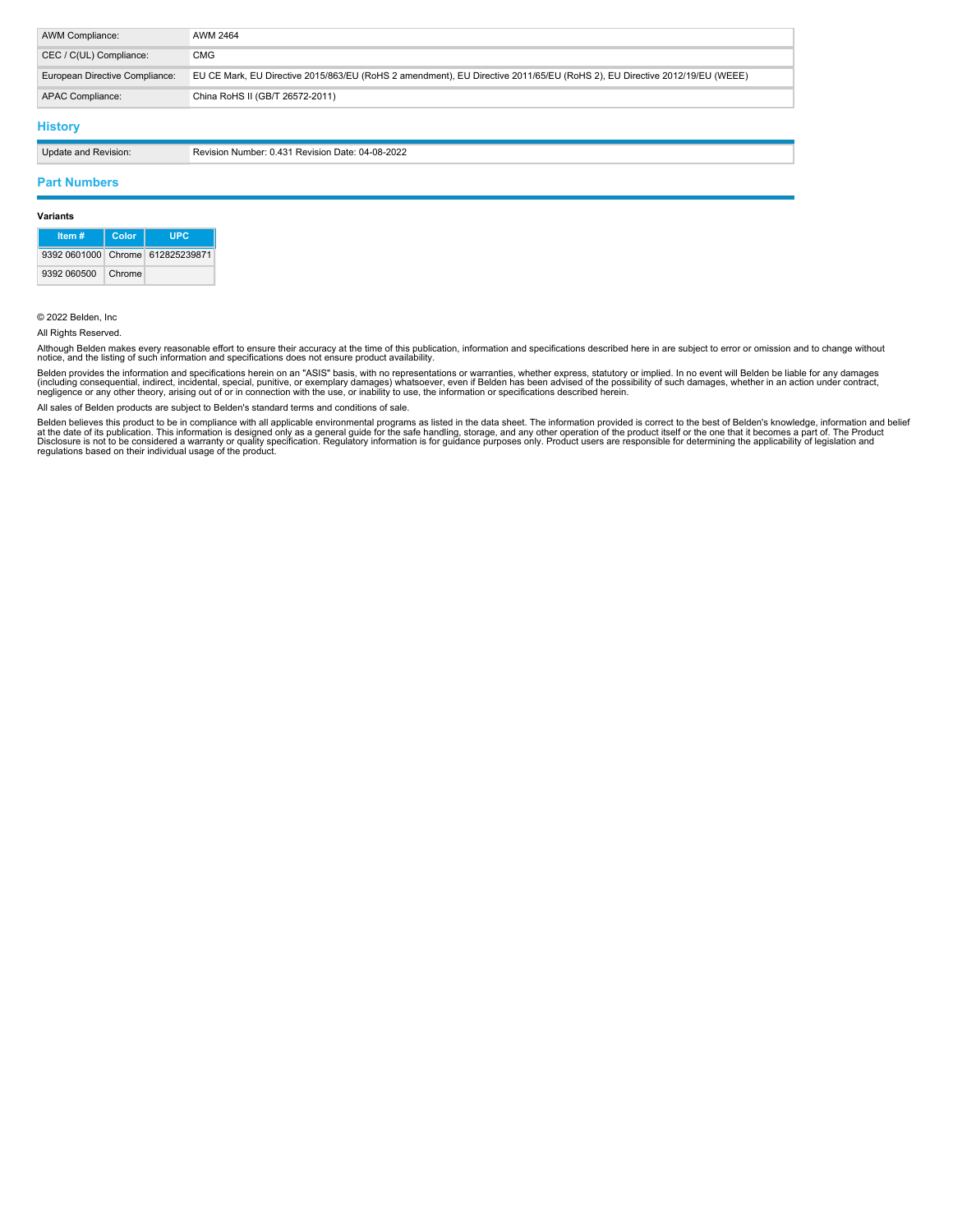| | |
|---|---|
| AWM Compliance: | AWM 2464 |
| CEC / C(UL) Compliance: | CMG |
| European Directive Compliance: | EU CE Mark, EU Directive 2015/863/EU (RoHS 2 amendment), EU Directive 2011/65/EU (RoHS 2), EU Directive 2012/19/EU (WEEE) |
| APAC Compliance: | China RoHS II (GB/T 26572-2011) |

## History

| | |
|---|---|
| Update and Revision: | Revision Number: 0.431 Revision Date: 04-08-2022 |

## Part Numbers

**Variants**

| Item # | Color | UPC |
|---|---|---|
| 9392 0601000 | Chrome | 612825239871 |
| 9392 060500 | Chrome | |

© 2022 Belden, Inc

All Rights Reserved.

Although Belden makes every reasonable effort to ensure their accuracy at the time of this publication, information and specifications described here in are subject to error or omission and to change without notice, and the listing of such information and specifications does not ensure product availability.

Belden provides the information and specifications herein on an "ASIS" basis, with no representations or warranties, whether express, statutory or implied. In no event will Belden be liable for any damages (including consequential, indirect, incidental, special, punitive, or exemplary damages) whatsoever, even if Belden has been advised of the possibility of such damages, whether in an action under contract, negligence or any other theory, arising out of or in connection with the use, or inability to use, the information or specifications described herein.

All sales of Belden products are subject to Belden's standard terms and conditions of sale.

Belden believes this product to be in compliance with all applicable environmental programs as listed in the data sheet. The information provided is correct to the best of Belden's knowledge, information and belief at the date of its publication. This information is designed only as a general guide for the safe handling, storage, and any other operation of the product itself or the one that it becomes a part of. The Product Disclosure is not to be considered a warranty or quality specification. Regulatory information is for guidance purposes only. Product users are responsible for determining the applicability of legislation and regulations based on their individual usage of the product.